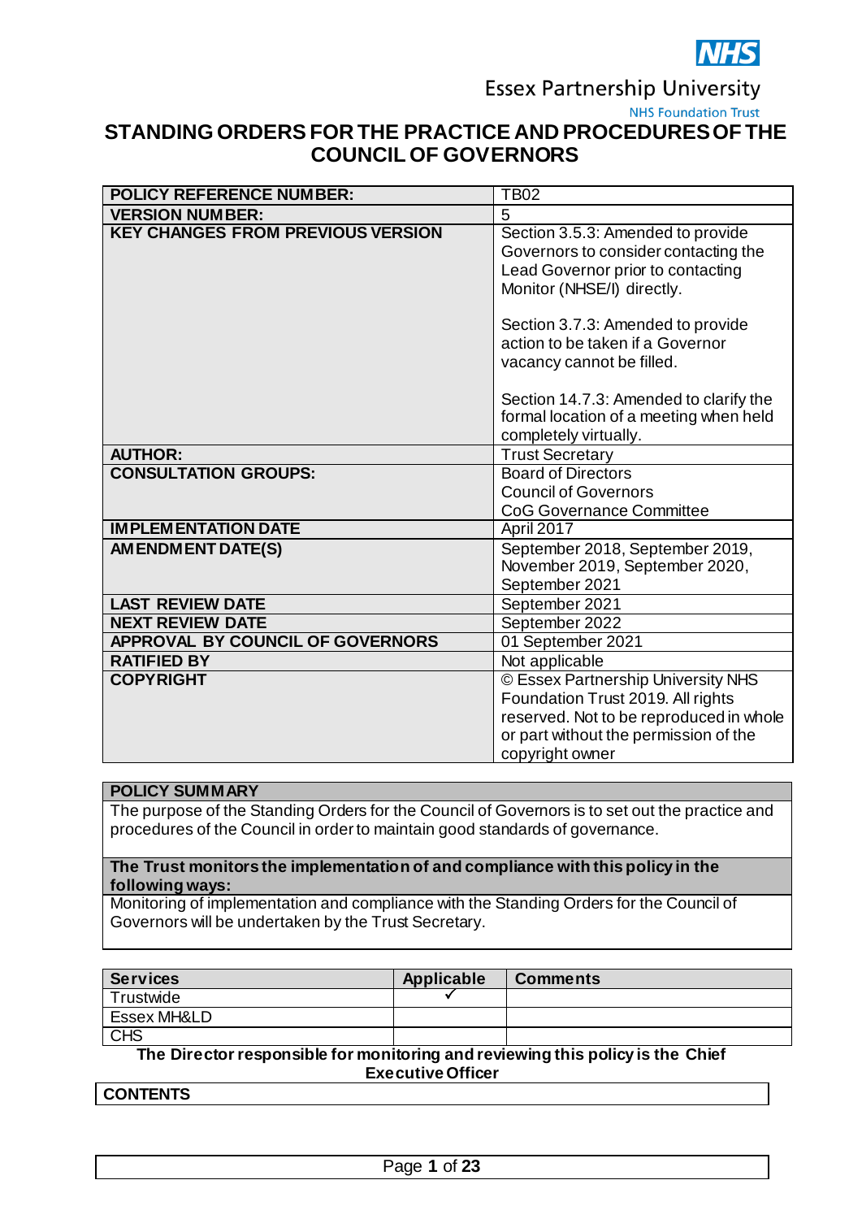Essex Partnership University NHS Foundation Trust

# STANDING ORDERS FOR THE PRACTICE AND PROCEDURES OF THE COUNCIL OF GOVERNORS

| | |
|---|---|
| **POLICY REFERENCE NUMBER:** | TB02 |
| **VERSION NUMBER:** | 5 |
| **KEY CHANGES FROM PREVIOUS VERSION** | Section 3.5.3: Amended to provide Governors to consider contacting the Lead Governor prior to contacting Monitor (NHSE/I) directly.<br><br>Section 3.7.3: Amended to provide action to be taken if a Governor vacancy cannot be filled.<br><br>Section 14.7.3: Amended to clarify the formal location of a meeting when held completely virtually. |
| **AUTHOR:** | Trust Secretary |
| **CONSULTATION GROUPS:** | Board of Directors<br>Council of Governors<br>CoG Governance Committee |
| **IMPLEMENTATION DATE** | April 2017 |
| **AMENDMENT DATE(S)** | September 2018, September 2019, November 2019, September 2020, September 2021 |
| **LAST REVIEW DATE** | September 2021 |
| **NEXT REVIEW DATE** | September 2022 |
| **APPROVAL BY COUNCIL OF GOVERNORS** | 01 September 2021 |
| **RATIFIED BY** | Not applicable |
| **COPYRIGHT** | © Essex Partnership University NHS Foundation Trust 2019. All rights reserved. Not to be reproduced in whole or part without the permission of the copyright owner |

| **POLICY SUMMARY** |
|---|
| The purpose of the Standing Orders for the Council of Governors is to set out the practice and procedures of the Council in order to maintain good standards of governance. |
| **The Trust monitors the implementation of and compliance with this policy in the following ways:** |
| Monitoring of implementation and compliance with the Standing Orders for the Council of Governors will be undertaken by the Trust Secretary. |

| Services | Applicable | Comments |
|---|---|---|
| Trustwide | ✓ | |
| Essex MH&LD | | |
| CHS | | |

**The Director responsible for monitoring and reviewing this policy is the Chief Executive Officer**

**CONTENTS**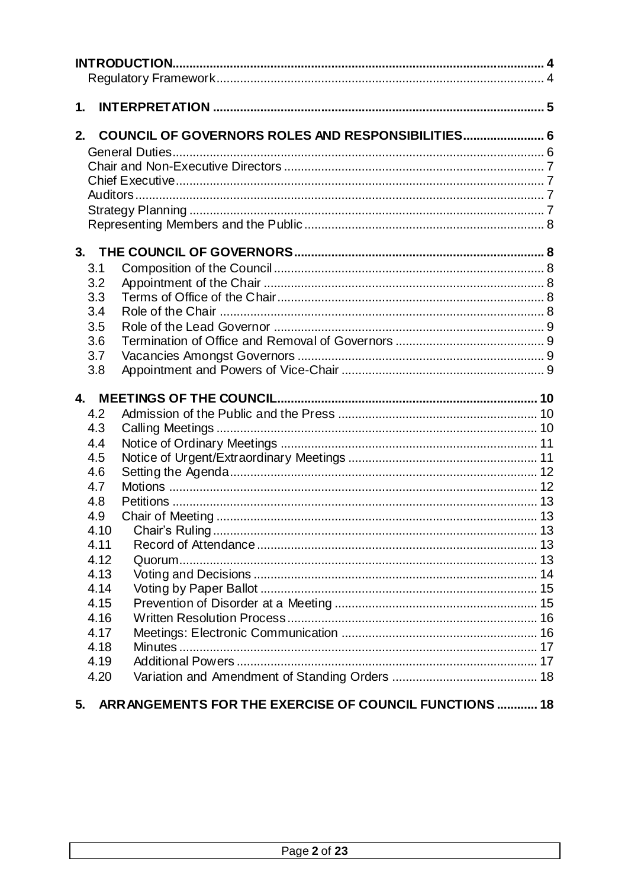**INTRODUCTION** ..... 4

Regulatory Framework ..... 4

**1. INTERPRETATION** ..... 5

**2. COUNCIL OF GOVERNORS ROLES AND RESPONSIBILITIES** ..... 6

General Duties ..... 6

Chair and Non-Executive Directors ..... 7

Chief Executive ..... 7

Auditors ..... 7

Strategy Planning ..... 7

Representing Members and the Public ..... 8

**3. THE COUNCIL OF GOVERNORS** ..... 8

3.1 Composition of the Council ..... 8

3.2 Appointment of the Chair ..... 8

3.3 Terms of Office of the Chair ..... 8

3.4 Role of the Chair ..... 8

3.5 Role of the Lead Governor ..... 9

3.6 Termination of Office and Removal of Governors ..... 9

3.7 Vacancies Amongst Governors ..... 9

3.8 Appointment and Powers of Vice-Chair ..... 9

**4. MEETINGS OF THE COUNCIL** ..... 10

4.2 Admission of the Public and the Press ..... 10

4.3 Calling Meetings ..... 10

4.4 Notice of Ordinary Meetings ..... 11

4.5 Notice of Urgent/Extraordinary Meetings ..... 11

4.6 Setting the Agenda ..... 12

4.7 Motions ..... 12

4.8 Petitions ..... 13

4.9 Chair of Meeting ..... 13

4.10 Chair's Ruling ..... 13

4.11 Record of Attendance ..... 13

4.12 Quorum ..... 13

4.13 Voting and Decisions ..... 14

4.14 Voting by Paper Ballot ..... 15

4.15 Prevention of Disorder at a Meeting ..... 15

4.16 Written Resolution Process ..... 16

4.17 Meetings: Electronic Communication ..... 16

4.18 Minutes ..... 17

4.19 Additional Powers ..... 17

4.20 Variation and Amendment of Standing Orders ..... 18

**5. ARRANGEMENTS FOR THE EXERCISE OF COUNCIL FUNCTIONS** ..... 18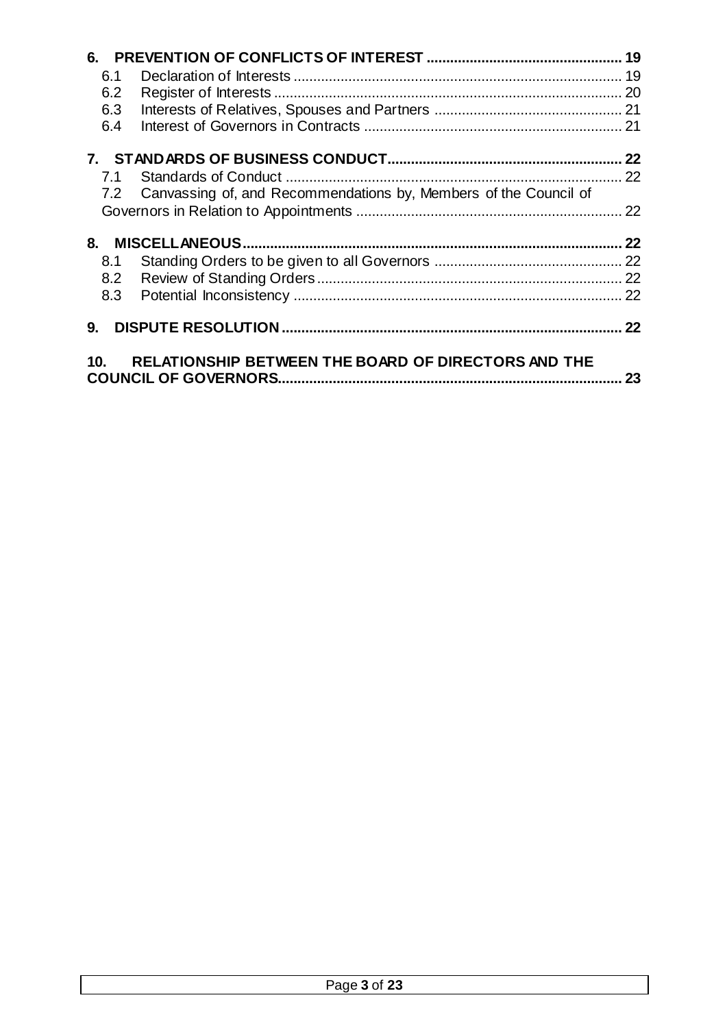**6. PREVENTION OF CONFLICTS OF INTEREST ....... 19**

- 6.1 Declaration of Interests ....... 19
- 6.2 Register of Interests ....... 20
- 6.3 Interests of Relatives, Spouses and Partners ....... 21
- 6.4 Interest of Governors in Contracts ....... 21

**7. STANDARDS OF BUSINESS CONDUCT ....... 22**

- 7.1 Standards of Conduct ....... 22
- 7.2 Canvassing of, and Recommendations by, Members of the Council of Governors in Relation to Appointments ....... 22

**8. MISCELLANEOUS ....... 22**

- 8.1 Standing Orders to be given to all Governors ....... 22
- 8.2 Review of Standing Orders ....... 22
- 8.3 Potential Inconsistency ....... 22

**9. DISPUTE RESOLUTION ....... 22**

**10. RELATIONSHIP BETWEEN THE BOARD OF DIRECTORS AND THE COUNCIL OF GOVERNORS ....... 23**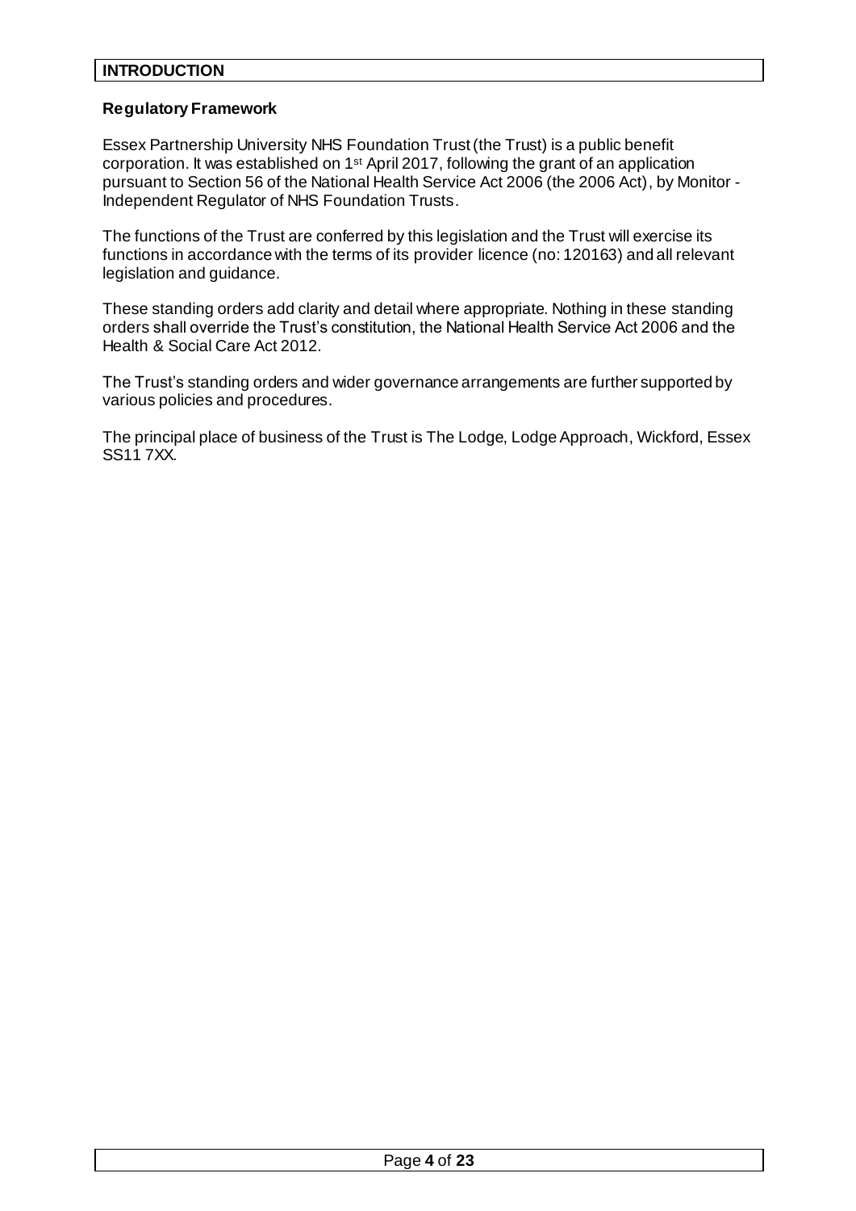# INTRODUCTION

## Regulatory Framework

Essex Partnership University NHS Foundation Trust (the Trust) is a public benefit corporation. It was established on 1st April 2017, following the grant of an application pursuant to Section 56 of the National Health Service Act 2006 (the 2006 Act), by Monitor - Independent Regulator of NHS Foundation Trusts.

The functions of the Trust are conferred by this legislation and the Trust will exercise its functions in accordance with the terms of its provider licence (no: 120163) and all relevant legislation and guidance.

These standing orders add clarity and detail where appropriate. Nothing in these standing orders shall override the Trust's constitution, the National Health Service Act 2006 and the Health & Social Care Act 2012.

The Trust's standing orders and wider governance arrangements are further supported by various policies and procedures.

The principal place of business of the Trust is The Lodge, Lodge Approach, Wickford, Essex SS11 7XX.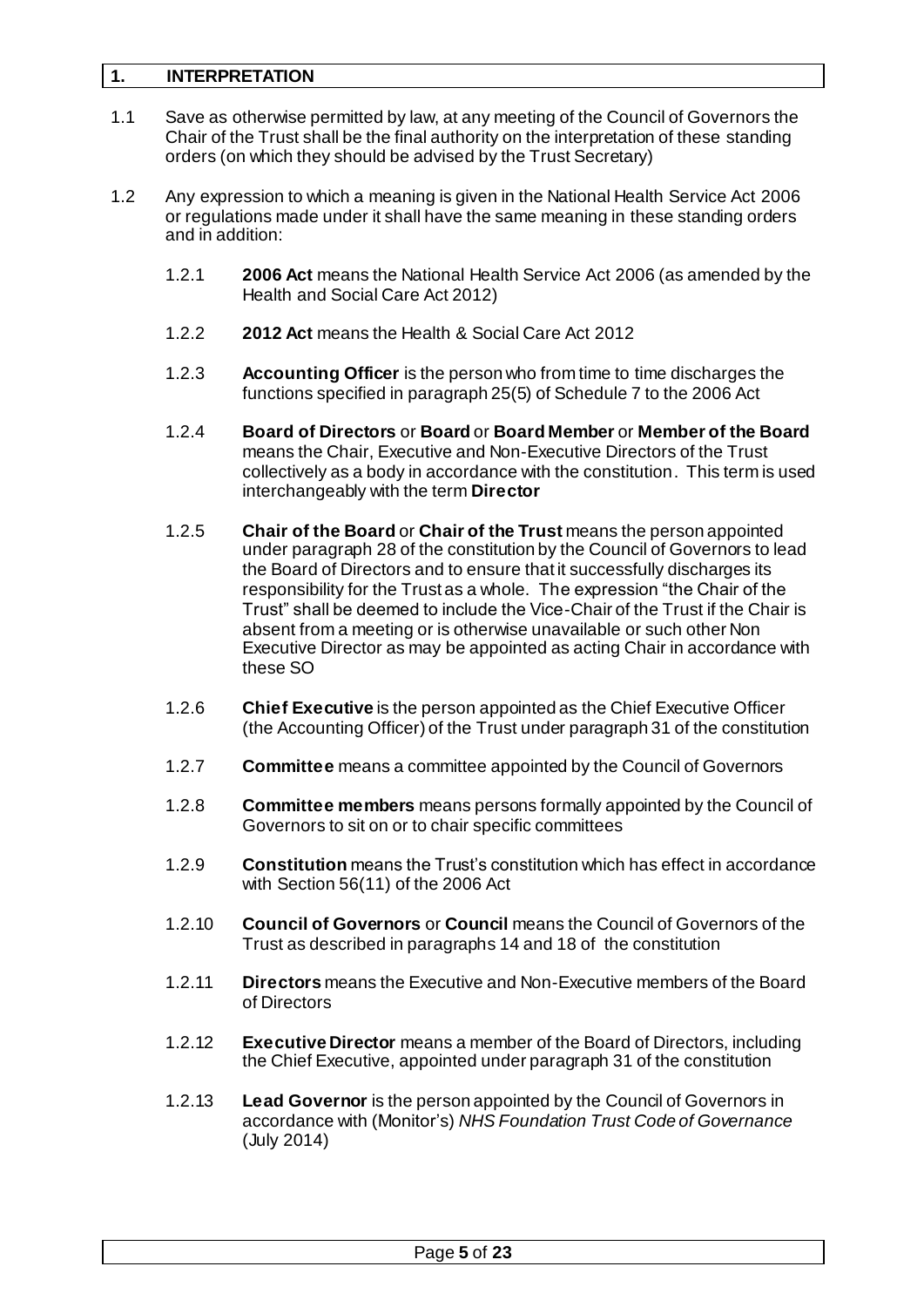## 1. INTERPRETATION

1.1 Save as otherwise permitted by law, at any meeting of the Council of Governors the Chair of the Trust shall be the final authority on the interpretation of these standing orders (on which they should be advised by the Trust Secretary)

1.2 Any expression to which a meaning is given in the National Health Service Act 2006 or regulations made under it shall have the same meaning in these standing orders and in addition:

1.2.1 **2006 Act** means the National Health Service Act 2006 (as amended by the Health and Social Care Act 2012)

1.2.2 **2012 Act** means the Health & Social Care Act 2012

1.2.3 **Accounting Officer** is the person who from time to time discharges the functions specified in paragraph 25(5) of Schedule 7 to the 2006 Act

1.2.4 **Board of Directors** or **Board** or **Board Member** or **Member of the Board** means the Chair, Executive and Non-Executive Directors of the Trust collectively as a body in accordance with the constitution. This term is used interchangeably with the term **Director**

1.2.5 **Chair of the Board** or **Chair of the Trust** means the person appointed under paragraph 28 of the constitution by the Council of Governors to lead the Board of Directors and to ensure that it successfully discharges its responsibility for the Trust as a whole. The expression "the Chair of the Trust" shall be deemed to include the Vice-Chair of the Trust if the Chair is absent from a meeting or is otherwise unavailable or such other Non Executive Director as may be appointed as acting Chair in accordance with these SO

1.2.6 **Chief Executive** is the person appointed as the Chief Executive Officer (the Accounting Officer) of the Trust under paragraph 31 of the constitution

1.2.7 **Committee** means a committee appointed by the Council of Governors

1.2.8 **Committee members** means persons formally appointed by the Council of Governors to sit on or to chair specific committees

1.2.9 **Constitution** means the Trust's constitution which has effect in accordance with Section 56(11) of the 2006 Act

1.2.10 **Council of Governors** or **Council** means the Council of Governors of the Trust as described in paragraphs 14 and 18 of the constitution

1.2.11 **Directors** means the Executive and Non-Executive members of the Board of Directors

1.2.12 **Executive Director** means a member of the Board of Directors, including the Chief Executive, appointed under paragraph 31 of the constitution

1.2.13 **Lead Governor** is the person appointed by the Council of Governors in accordance with (Monitor's) *NHS Foundation Trust Code of Governance* (July 2014)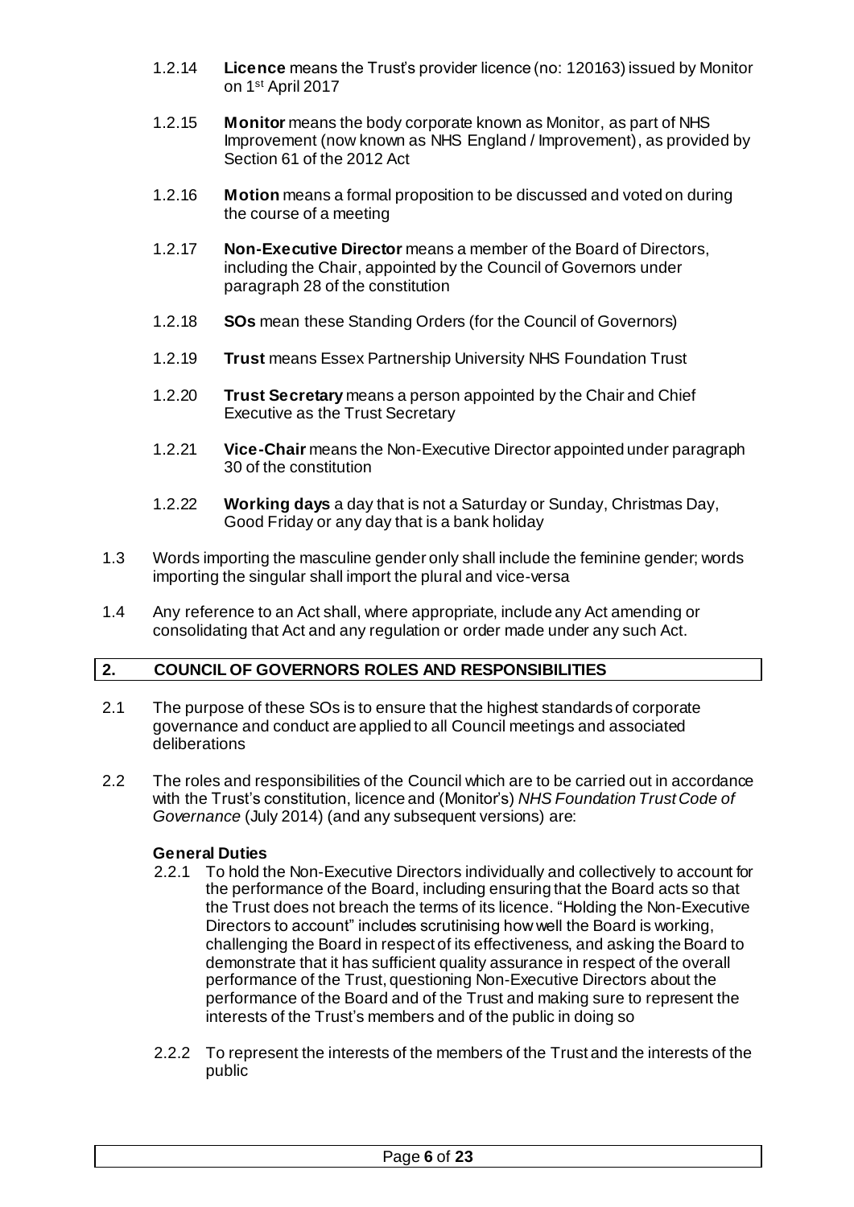1.2.14 **Licence** means the Trust's provider licence (no: 120163) issued by Monitor on 1st April 2017

1.2.15 **Monitor** means the body corporate known as Monitor, as part of NHS Improvement (now known as NHS England / Improvement), as provided by Section 61 of the 2012 Act

1.2.16 **Motion** means a formal proposition to be discussed and voted on during the course of a meeting

1.2.17 **Non-Executive Director** means a member of the Board of Directors, including the Chair, appointed by the Council of Governors under paragraph 28 of the constitution

1.2.18 **SOs** mean these Standing Orders (for the Council of Governors)

1.2.19 **Trust** means Essex Partnership University NHS Foundation Trust

1.2.20 **Trust Secretary** means a person appointed by the Chair and Chief Executive as the Trust Secretary

1.2.21 **Vice-Chair** means the Non-Executive Director appointed under paragraph 30 of the constitution

1.2.22 **Working days** a day that is not a Saturday or Sunday, Christmas Day, Good Friday or any day that is a bank holiday

1.3 Words importing the masculine gender only shall include the feminine gender; words importing the singular shall import the plural and vice-versa

1.4 Any reference to an Act shall, where appropriate, include any Act amending or consolidating that Act and any regulation or order made under any such Act.

## 2. COUNCIL OF GOVERNORS ROLES AND RESPONSIBILITIES

2.1 The purpose of these SOs is to ensure that the highest standards of corporate governance and conduct are applied to all Council meetings and associated deliberations

2.2 The roles and responsibilities of the Council which are to be carried out in accordance with the Trust's constitution, licence and (Monitor's) *NHS Foundation Trust Code of Governance* (July 2014) (and any subsequent versions) are:

**General Duties**

2.2.1 To hold the Non-Executive Directors individually and collectively to account for the performance of the Board, including ensuring that the Board acts so that the Trust does not breach the terms of its licence. "Holding the Non-Executive Directors to account" includes scrutinising how well the Board is working, challenging the Board in respect of its effectiveness, and asking the Board to demonstrate that it has sufficient quality assurance in respect of the overall performance of the Trust, questioning Non-Executive Directors about the performance of the Board and of the Trust and making sure to represent the interests of the Trust's members and of the public in doing so

2.2.2 To represent the interests of the members of the Trust and the interests of the public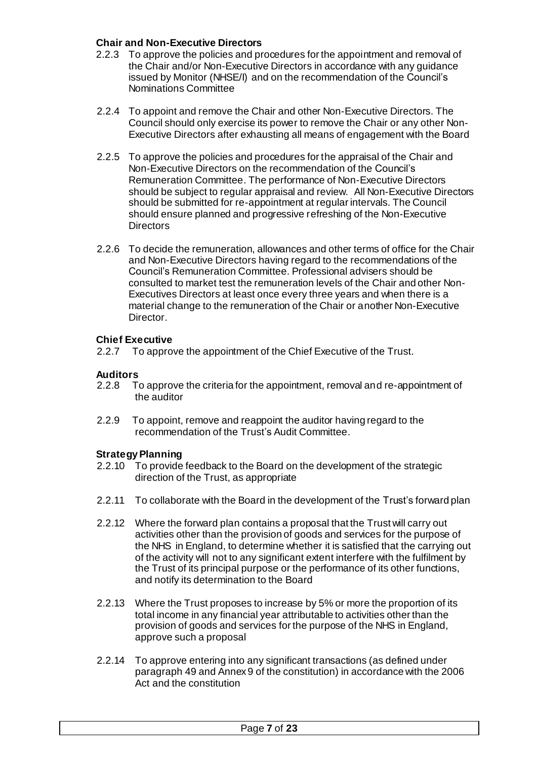**Chair and Non-Executive Directors**

2.2.3 To approve the policies and procedures for the appointment and removal of the Chair and/or Non-Executive Directors in accordance with any guidance issued by Monitor (NHSE/I) and on the recommendation of the Council's Nominations Committee

2.2.4 To appoint and remove the Chair and other Non-Executive Directors. The Council should only exercise its power to remove the Chair or any other Non-Executive Directors after exhausting all means of engagement with the Board

2.2.5 To approve the policies and procedures for the appraisal of the Chair and Non-Executive Directors on the recommendation of the Council's Remuneration Committee. The performance of Non-Executive Directors should be subject to regular appraisal and review. All Non-Executive Directors should be submitted for re-appointment at regular intervals. The Council should ensure planned and progressive refreshing of the Non-Executive Directors

2.2.6 To decide the remuneration, allowances and other terms of office for the Chair and Non-Executive Directors having regard to the recommendations of the Council's Remuneration Committee. Professional advisers should be consulted to market test the remuneration levels of the Chair and other Non-Executives Directors at least once every three years and when there is a material change to the remuneration of the Chair or another Non-Executive Director.

**Chief Executive**

2.2.7 To approve the appointment of the Chief Executive of the Trust.

**Auditors**

2.2.8 To approve the criteria for the appointment, removal and re-appointment of the auditor

2.2.9 To appoint, remove and reappoint the auditor having regard to the recommendation of the Trust's Audit Committee.

**Strategy Planning**

2.2.10 To provide feedback to the Board on the development of the strategic direction of the Trust, as appropriate

2.2.11 To collaborate with the Board in the development of the Trust's forward plan

2.2.12 Where the forward plan contains a proposal that the Trust will carry out activities other than the provision of goods and services for the purpose of the NHS in England, to determine whether it is satisfied that the carrying out of the activity will not to any significant extent interfere with the fulfilment by the Trust of its principal purpose or the performance of its other functions, and notify its determination to the Board

2.2.13 Where the Trust proposes to increase by 5% or more the proportion of its total income in any financial year attributable to activities other than the provision of goods and services for the purpose of the NHS in England, approve such a proposal

2.2.14 To approve entering into any significant transactions (as defined under paragraph 49 and Annex 9 of the constitution) in accordance with the 2006 Act and the constitution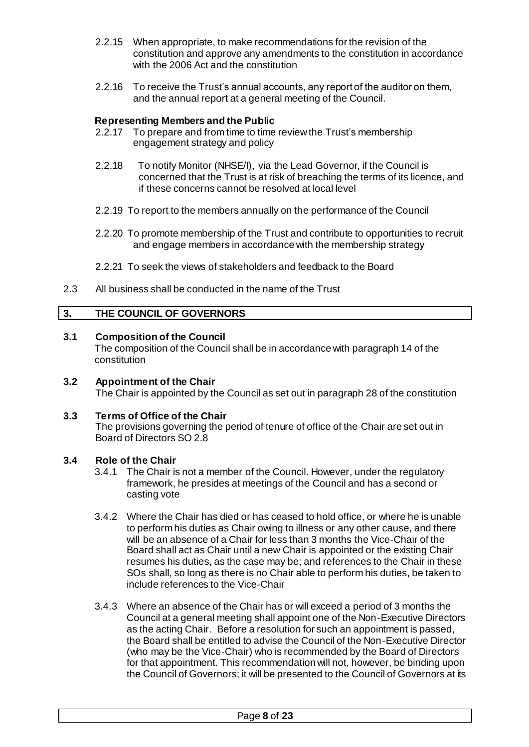2.2.15 When appropriate, to make recommendations for the revision of the constitution and approve any amendments to the constitution in accordance with the 2006 Act and the constitution

2.2.16 To receive the Trust's annual accounts, any report of the auditor on them, and the annual report at a general meeting of the Council.

**Representing Members and the Public**

2.2.17 To prepare and from time to time review the Trust's membership engagement strategy and policy

2.2.18 To notify Monitor (NHSE/I), via the Lead Governor, if the Council is concerned that the Trust is at risk of breaching the terms of its licence, and if these concerns cannot be resolved at local level

2.2.19 To report to the members annually on the performance of the Council

2.2.20 To promote membership of the Trust and contribute to opportunities to recruit and engage members in accordance with the membership strategy

2.2.21 To seek the views of stakeholders and feedback to the Board

2.3 All business shall be conducted in the name of the Trust

## 3. THE COUNCIL OF GOVERNORS

**3.1 Composition of the Council**

The composition of the Council shall be in accordance with paragraph 14 of the constitution

**3.2 Appointment of the Chair**

The Chair is appointed by the Council as set out in paragraph 28 of the constitution

**3.3 Terms of Office of the Chair**

The provisions governing the period of tenure of office of the Chair are set out in Board of Directors SO 2.8

**3.4 Role of the Chair**

3.4.1 The Chair is not a member of the Council. However, under the regulatory framework, he presides at meetings of the Council and has a second or casting vote

3.4.2 Where the Chair has died or has ceased to hold office, or where he is unable to perform his duties as Chair owing to illness or any other cause, and there will be an absence of a Chair for less than 3 months the Vice-Chair of the Board shall act as Chair until a new Chair is appointed or the existing Chair resumes his duties, as the case may be; and references to the Chair in these SOs shall, so long as there is no Chair able to perform his duties, be taken to include references to the Vice-Chair

3.4.3 Where an absence of the Chair has or will exceed a period of 3 months the Council at a general meeting shall appoint one of the Non-Executive Directors as the acting Chair. Before a resolution for such an appointment is passed, the Board shall be entitled to advise the Council of the Non-Executive Director (who may be the Vice-Chair) who is recommended by the Board of Directors for that appointment. This recommendation will not, however, be binding upon the Council of Governors; it will be presented to the Council of Governors at its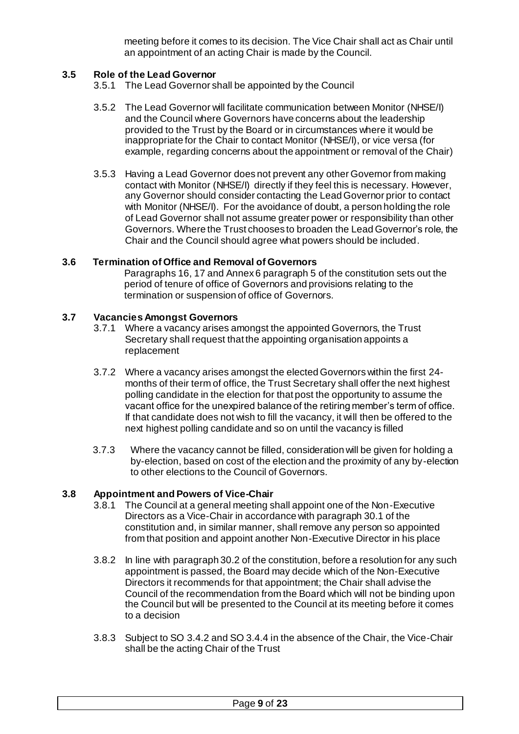meeting before it comes to its decision. The Vice Chair shall act as Chair until an appointment of an acting Chair is made by the Council.

### 3.5 Role of the Lead Governor

3.5.1 The Lead Governor shall be appointed by the Council

3.5.2 The Lead Governor will facilitate communication between Monitor (NHSE/I) and the Council where Governors have concerns about the leadership provided to the Trust by the Board or in circumstances where it would be inappropriate for the Chair to contact Monitor (NHSE/I), or vice versa (for example, regarding concerns about the appointment or removal of the Chair)

3.5.3 Having a Lead Governor does not prevent any other Governor from making contact with Monitor (NHSE/I) directly if they feel this is necessary. However, any Governor should consider contacting the Lead Governor prior to contact with Monitor (NHSE/I). For the avoidance of doubt, a person holding the role of Lead Governor shall not assume greater power or responsibility than other Governors. Where the Trust chooses to broaden the Lead Governor's role, the Chair and the Council should agree what powers should be included.

### 3.6 Termination of Office and Removal of Governors

Paragraphs 16, 17 and Annex 6 paragraph 5 of the constitution sets out the period of tenure of office of Governors and provisions relating to the termination or suspension of office of Governors.

### 3.7 Vacancies Amongst Governors

3.7.1 Where a vacancy arises amongst the appointed Governors, the Trust Secretary shall request that the appointing organisation appoints a replacement

3.7.2 Where a vacancy arises amongst the elected Governors within the first 24-months of their term of office, the Trust Secretary shall offer the next highest polling candidate in the election for that post the opportunity to assume the vacant office for the unexpired balance of the retiring member's term of office. If that candidate does not wish to fill the vacancy, it will then be offered to the next highest polling candidate and so on until the vacancy is filled

3.7.3 Where the vacancy cannot be filled, consideration will be given for holding a by-election, based on cost of the election and the proximity of any by-election to other elections to the Council of Governors.

### 3.8 Appointment and Powers of Vice-Chair

3.8.1 The Council at a general meeting shall appoint one of the Non-Executive Directors as a Vice-Chair in accordance with paragraph 30.1 of the constitution and, in similar manner, shall remove any person so appointed from that position and appoint another Non-Executive Director in his place

3.8.2 In line with paragraph 30.2 of the constitution, before a resolution for any such appointment is passed, the Board may decide which of the Non-Executive Directors it recommends for that appointment; the Chair shall advise the Council of the recommendation from the Board which will not be binding upon the Council but will be presented to the Council at its meeting before it comes to a decision

3.8.3 Subject to SO 3.4.2 and SO 3.4.4 in the absence of the Chair, the Vice-Chair shall be the acting Chair of the Trust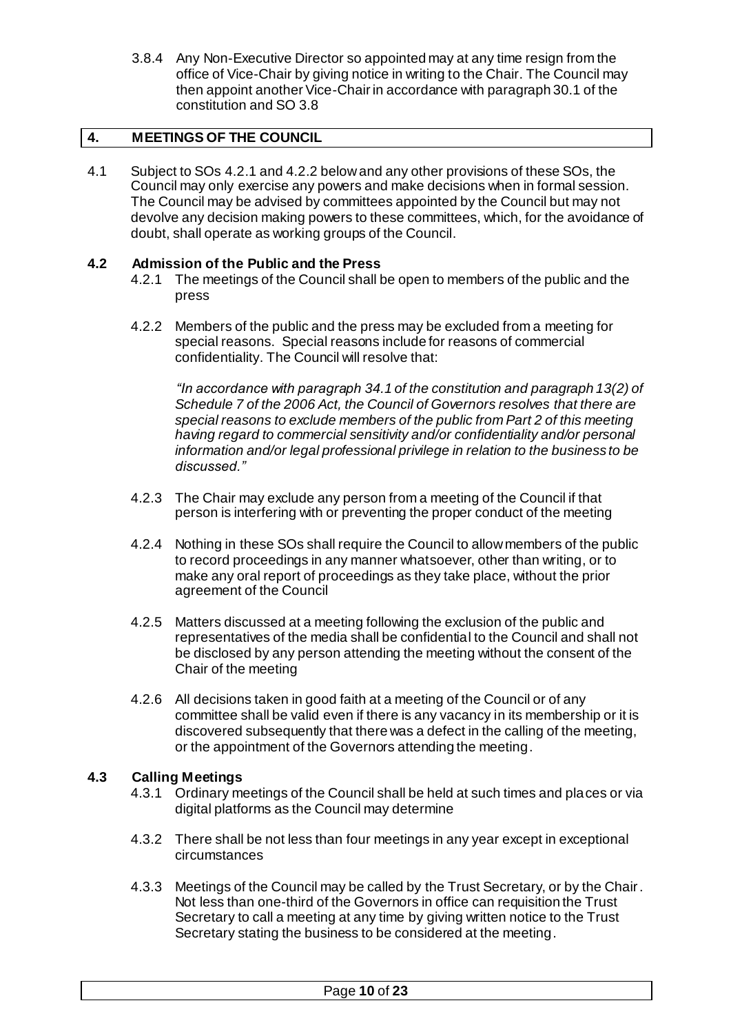3.8.4 Any Non-Executive Director so appointed may at any time resign from the office of Vice-Chair by giving notice in writing to the Chair. The Council may then appoint another Vice-Chair in accordance with paragraph 30.1 of the constitution and SO 3.8

## 4. MEETINGS OF THE COUNCIL

4.1 Subject to SOs 4.2.1 and 4.2.2 below and any other provisions of these SOs, the Council may only exercise any powers and make decisions when in formal session. The Council may be advised by committees appointed by the Council but may not devolve any decision making powers to these committees, which, for the avoidance of doubt, shall operate as working groups of the Council.

### 4.2 Admission of the Public and the Press

4.2.1 The meetings of the Council shall be open to members of the public and the press

4.2.2 Members of the public and the press may be excluded from a meeting for special reasons. Special reasons include for reasons of commercial confidentiality. The Council will resolve that:

*"In accordance with paragraph 34.1 of the constitution and paragraph 13(2) of Schedule 7 of the 2006 Act, the Council of Governors resolves that there are special reasons to exclude members of the public from Part 2 of this meeting having regard to commercial sensitivity and/or confidentiality and/or personal information and/or legal professional privilege in relation to the business to be discussed."*

4.2.3 The Chair may exclude any person from a meeting of the Council if that person is interfering with or preventing the proper conduct of the meeting

4.2.4 Nothing in these SOs shall require the Council to allow members of the public to record proceedings in any manner whatsoever, other than writing, or to make any oral report of proceedings as they take place, without the prior agreement of the Council

4.2.5 Matters discussed at a meeting following the exclusion of the public and representatives of the media shall be confidential to the Council and shall not be disclosed by any person attending the meeting without the consent of the Chair of the meeting

4.2.6 All decisions taken in good faith at a meeting of the Council or of any committee shall be valid even if there is any vacancy in its membership or it is discovered subsequently that there was a defect in the calling of the meeting, or the appointment of the Governors attending the meeting.

### 4.3 Calling Meetings

4.3.1 Ordinary meetings of the Council shall be held at such times and places or via digital platforms as the Council may determine

4.3.2 There shall be not less than four meetings in any year except in exceptional circumstances

4.3.3 Meetings of the Council may be called by the Trust Secretary, or by the Chair. Not less than one-third of the Governors in office can requisition the Trust Secretary to call a meeting at any time by giving written notice to the Trust Secretary stating the business to be considered at the meeting.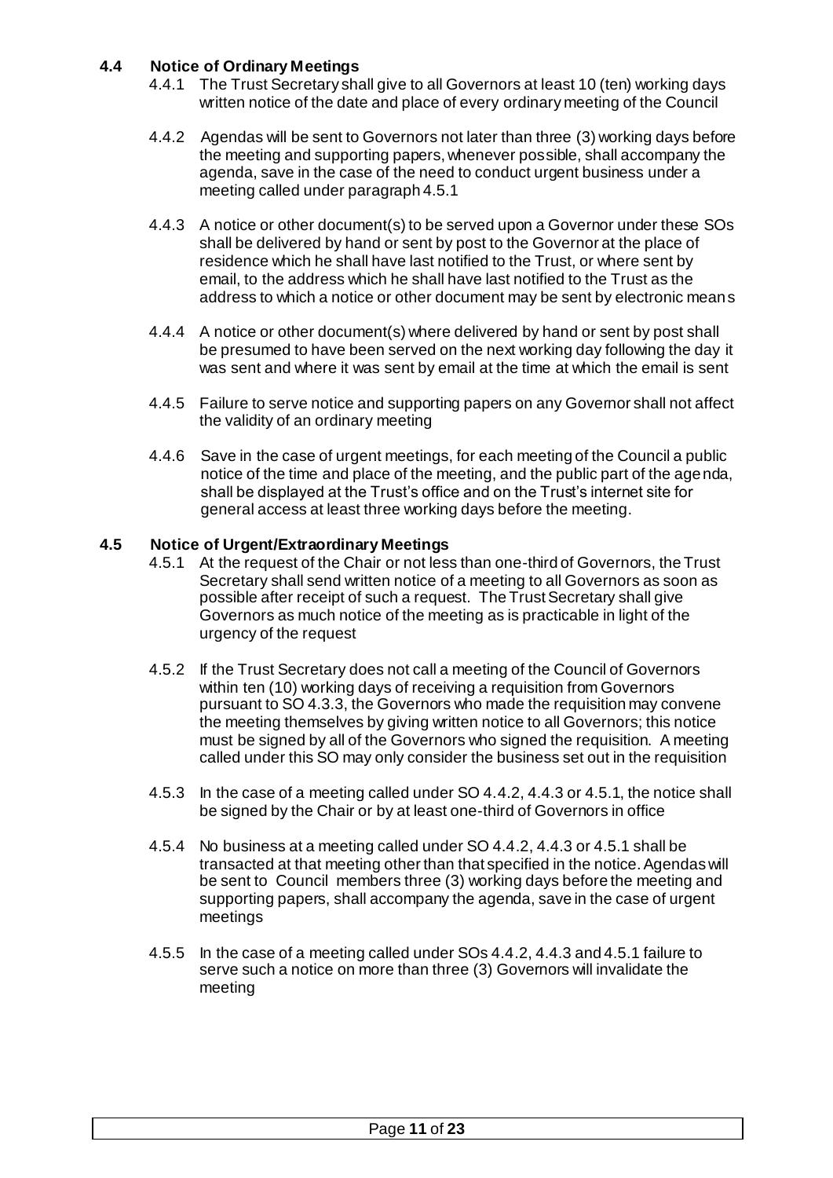### 4.4 Notice of Ordinary Meetings

4.4.1 The Trust Secretary shall give to all Governors at least 10 (ten) working days written notice of the date and place of every ordinary meeting of the Council

4.4.2 Agendas will be sent to Governors not later than three (3) working days before the meeting and supporting papers, whenever possible, shall accompany the agenda, save in the case of the need to conduct urgent business under a meeting called under paragraph 4.5.1

4.4.3 A notice or other document(s) to be served upon a Governor under these SOs shall be delivered by hand or sent by post to the Governor at the place of residence which he shall have last notified to the Trust, or where sent by email, to the address which he shall have last notified to the Trust as the address to which a notice or other document may be sent by electronic means

4.4.4 A notice or other document(s) where delivered by hand or sent by post shall be presumed to have been served on the next working day following the day it was sent and where it was sent by email at the time at which the email is sent

4.4.5 Failure to serve notice and supporting papers on any Governor shall not affect the validity of an ordinary meeting

4.4.6 Save in the case of urgent meetings, for each meeting of the Council a public notice of the time and place of the meeting, and the public part of the agenda, shall be displayed at the Trust's office and on the Trust's internet site for general access at least three working days before the meeting.

### 4.5 Notice of Urgent/Extraordinary Meetings

4.5.1 At the request of the Chair or not less than one-third of Governors, the Trust Secretary shall send written notice of a meeting to all Governors as soon as possible after receipt of such a request. The Trust Secretary shall give Governors as much notice of the meeting as is practicable in light of the urgency of the request

4.5.2 If the Trust Secretary does not call a meeting of the Council of Governors within ten (10) working days of receiving a requisition from Governors pursuant to SO 4.3.3, the Governors who made the requisition may convene the meeting themselves by giving written notice to all Governors; this notice must be signed by all of the Governors who signed the requisition. A meeting called under this SO may only consider the business set out in the requisition

4.5.3 In the case of a meeting called under SO 4.4.2, 4.4.3 or 4.5.1, the notice shall be signed by the Chair or by at least one-third of Governors in office

4.5.4 No business at a meeting called under SO 4.4.2, 4.4.3 or 4.5.1 shall be transacted at that meeting other than that specified in the notice. Agendas will be sent to Council members three (3) working days before the meeting and supporting papers, shall accompany the agenda, save in the case of urgent meetings

4.5.5 In the case of a meeting called under SOs 4.4.2, 4.4.3 and 4.5.1 failure to serve such a notice on more than three (3) Governors will invalidate the meeting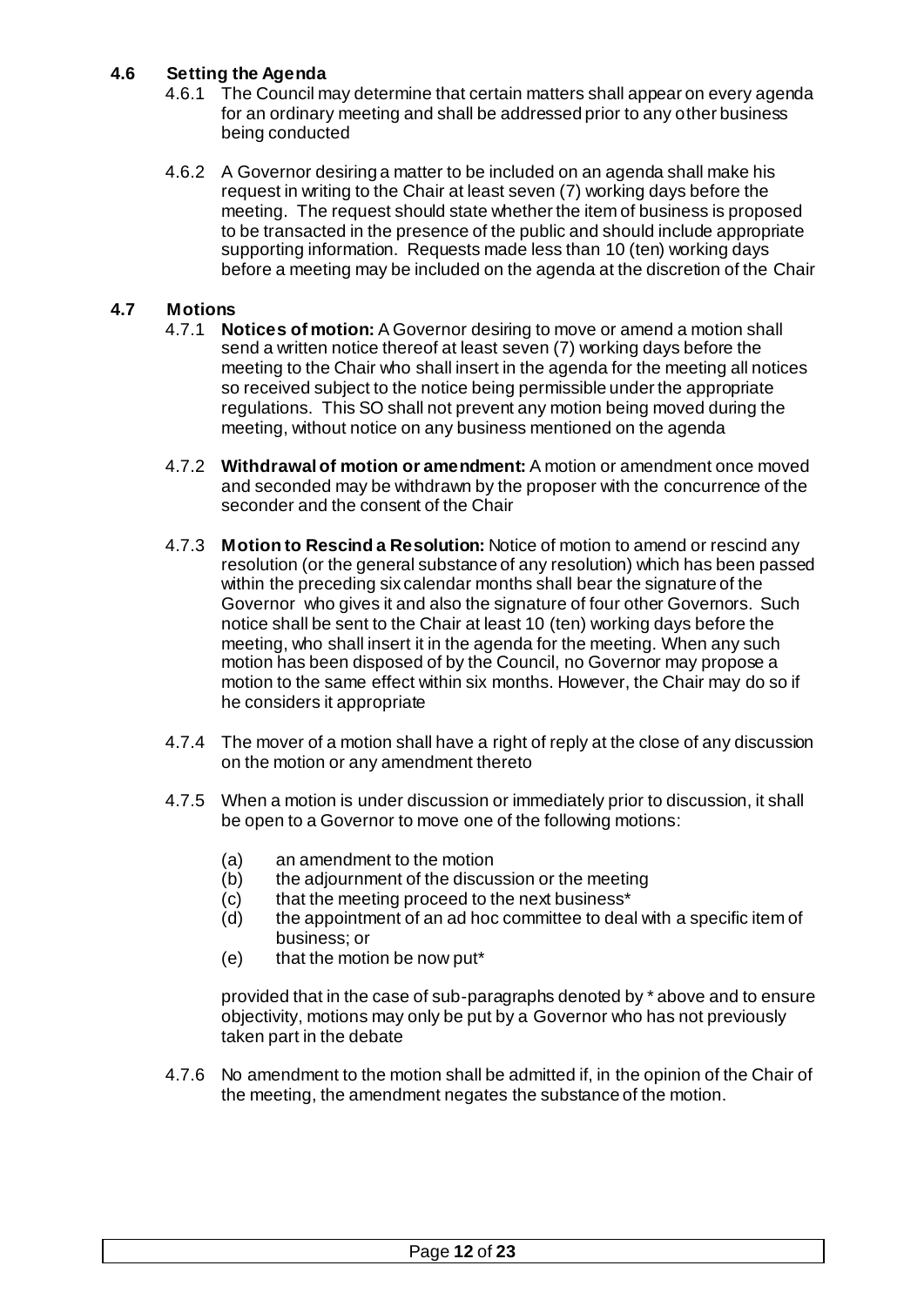### 4.6 Setting the Agenda

4.6.1 The Council may determine that certain matters shall appear on every agenda for an ordinary meeting and shall be addressed prior to any other business being conducted

4.6.2 A Governor desiring a matter to be included on an agenda shall make his request in writing to the Chair at least seven (7) working days before the meeting. The request should state whether the item of business is proposed to be transacted in the presence of the public and should include appropriate supporting information. Requests made less than 10 (ten) working days before a meeting may be included on the agenda at the discretion of the Chair

### 4.7 Motions

4.7.1 **Notices of motion:** A Governor desiring to move or amend a motion shall send a written notice thereof at least seven (7) working days before the meeting to the Chair who shall insert in the agenda for the meeting all notices so received subject to the notice being permissible under the appropriate regulations. This SO shall not prevent any motion being moved during the meeting, without notice on any business mentioned on the agenda

4.7.2 **Withdrawal of motion or amendment:** A motion or amendment once moved and seconded may be withdrawn by the proposer with the concurrence of the seconder and the consent of the Chair

4.7.3 **Motion to Rescind a Resolution:** Notice of motion to amend or rescind any resolution (or the general substance of any resolution) which has been passed within the preceding six calendar months shall bear the signature of the Governor who gives it and also the signature of four other Governors. Such notice shall be sent to the Chair at least 10 (ten) working days before the meeting, who shall insert it in the agenda for the meeting. When any such motion has been disposed of by the Council, no Governor may propose a motion to the same effect within six months. However, the Chair may do so if he considers it appropriate

4.7.4 The mover of a motion shall have a right of reply at the close of any discussion on the motion or any amendment thereto

4.7.5 When a motion is under discussion or immediately prior to discussion, it shall be open to a Governor to move one of the following motions:

(a) an amendment to the motion
(b) the adjournment of the discussion or the meeting
(c) that the meeting proceed to the next business*
(d) the appointment of an ad hoc committee to deal with a specific item of business; or
(e) that the motion be now put*

provided that in the case of sub-paragraphs denoted by * above and to ensure objectivity, motions may only be put by a Governor who has not previously taken part in the debate

4.7.6 No amendment to the motion shall be admitted if, in the opinion of the Chair of the meeting, the amendment negates the substance of the motion.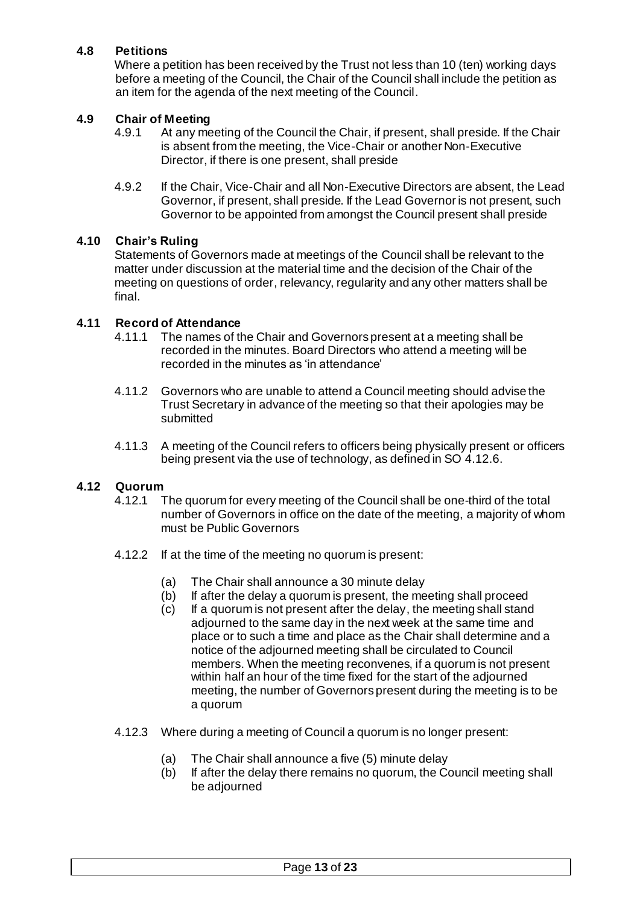### 4.8 Petitions

Where a petition has been received by the Trust not less than 10 (ten) working days before a meeting of the Council, the Chair of the Council shall include the petition as an item for the agenda of the next meeting of the Council.

### 4.9 Chair of Meeting

4.9.1 At any meeting of the Council the Chair, if present, shall preside. If the Chair is absent from the meeting, the Vice-Chair or another Non-Executive Director, if there is one present, shall preside

4.9.2 If the Chair, Vice-Chair and all Non-Executive Directors are absent, the Lead Governor, if present, shall preside. If the Lead Governor is not present, such Governor to be appointed from amongst the Council present shall preside

### 4.10 Chair's Ruling

Statements of Governors made at meetings of the Council shall be relevant to the matter under discussion at the material time and the decision of the Chair of the meeting on questions of order, relevancy, regularity and any other matters shall be final.

### 4.11 Record of Attendance

4.11.1 The names of the Chair and Governors present at a meeting shall be recorded in the minutes. Board Directors who attend a meeting will be recorded in the minutes as 'in attendance'

4.11.2 Governors who are unable to attend a Council meeting should advise the Trust Secretary in advance of the meeting so that their apologies may be submitted

4.11.3 A meeting of the Council refers to officers being physically present or officers being present via the use of technology, as defined in SO 4.12.6.

### 4.12 Quorum

4.12.1 The quorum for every meeting of the Council shall be one-third of the total number of Governors in office on the date of the meeting, a majority of whom must be Public Governors

4.12.2 If at the time of the meeting no quorum is present:

(a) The Chair shall announce a 30 minute delay
(b) If after the delay a quorum is present, the meeting shall proceed
(c) If a quorum is not present after the delay, the meeting shall stand adjourned to the same day in the next week at the same time and place or to such a time and place as the Chair shall determine and a notice of the adjourned meeting shall be circulated to Council members. When the meeting reconvenes, if a quorum is not present within half an hour of the time fixed for the start of the adjourned meeting, the number of Governors present during the meeting is to be a quorum

4.12.3 Where during a meeting of Council a quorum is no longer present:

(a) The Chair shall announce a five (5) minute delay
(b) If after the delay there remains no quorum, the Council meeting shall be adjourned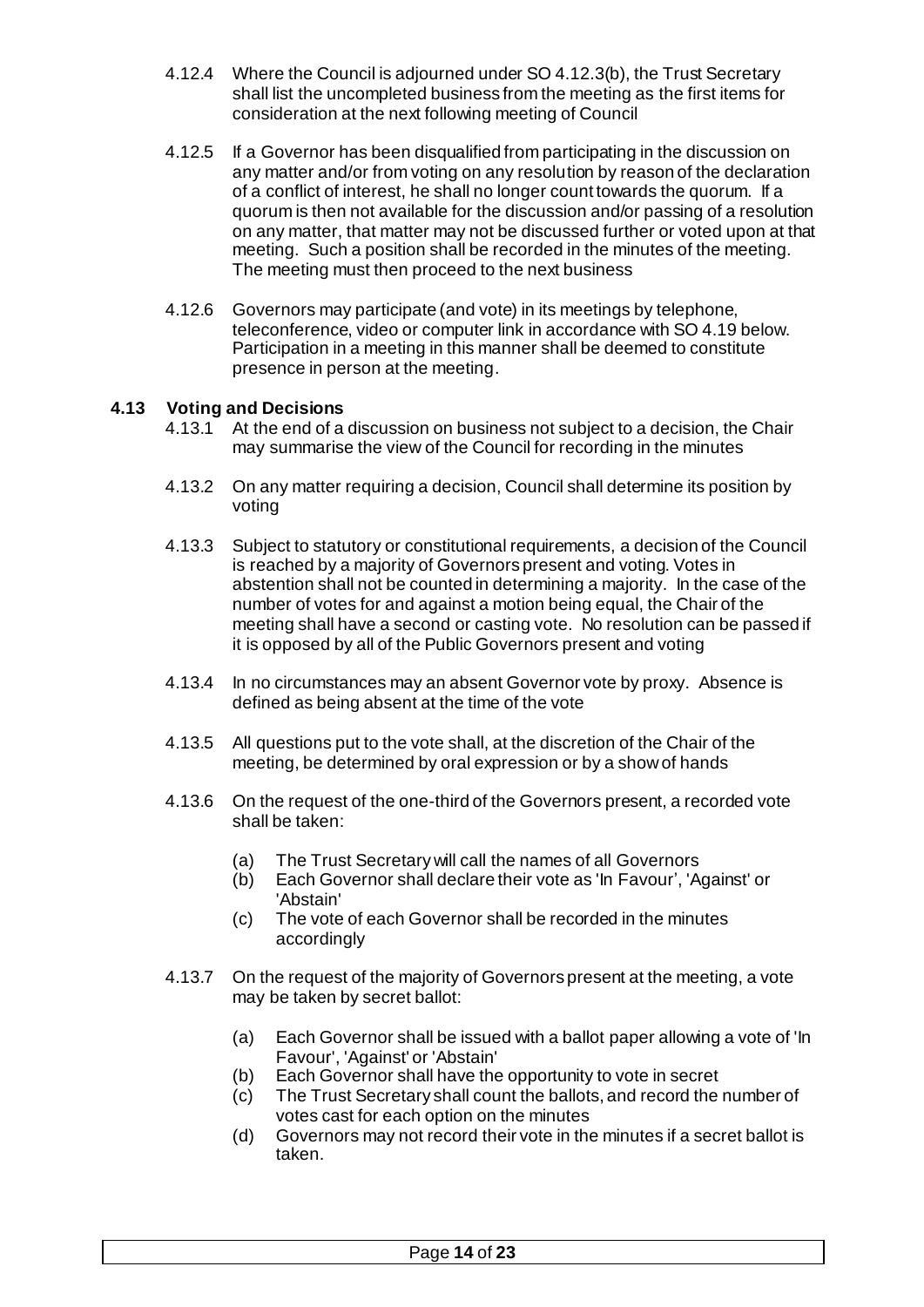4.12.4 Where the Council is adjourned under SO 4.12.3(b), the Trust Secretary shall list the uncompleted business from the meeting as the first items for consideration at the next following meeting of Council

4.12.5 If a Governor has been disqualified from participating in the discussion on any matter and/or from voting on any resolution by reason of the declaration of a conflict of interest, he shall no longer count towards the quorum. If a quorum is then not available for the discussion and/or passing of a resolution on any matter, that matter may not be discussed further or voted upon at that meeting. Such a position shall be recorded in the minutes of the meeting. The meeting must then proceed to the next business

4.12.6 Governors may participate (and vote) in its meetings by telephone, teleconference, video or computer link in accordance with SO 4.19 below. Participation in a meeting in this manner shall be deemed to constitute presence in person at the meeting.

### 4.13 Voting and Decisions

4.13.1 At the end of a discussion on business not subject to a decision, the Chair may summarise the view of the Council for recording in the minutes

4.13.2 On any matter requiring a decision, Council shall determine its position by voting

4.13.3 Subject to statutory or constitutional requirements, a decision of the Council is reached by a majority of Governors present and voting. Votes in abstention shall not be counted in determining a majority. In the case of the number of votes for and against a motion being equal, the Chair of the meeting shall have a second or casting vote. No resolution can be passed if it is opposed by all of the Public Governors present and voting

4.13.4 In no circumstances may an absent Governor vote by proxy. Absence is defined as being absent at the time of the vote

4.13.5 All questions put to the vote shall, at the discretion of the Chair of the meeting, be determined by oral expression or by a show of hands

4.13.6 On the request of the one-third of the Governors present, a recorded vote shall be taken:

(a) The Trust Secretary will call the names of all Governors
(b) Each Governor shall declare their vote as 'In Favour', 'Against' or 'Abstain'
(c) The vote of each Governor shall be recorded in the minutes accordingly

4.13.7 On the request of the majority of Governors present at the meeting, a vote may be taken by secret ballot:

(a) Each Governor shall be issued with a ballot paper allowing a vote of 'In Favour', 'Against' or 'Abstain'
(b) Each Governor shall have the opportunity to vote in secret
(c) The Trust Secretary shall count the ballots, and record the number of votes cast for each option on the minutes
(d) Governors may not record their vote in the minutes if a secret ballot is taken.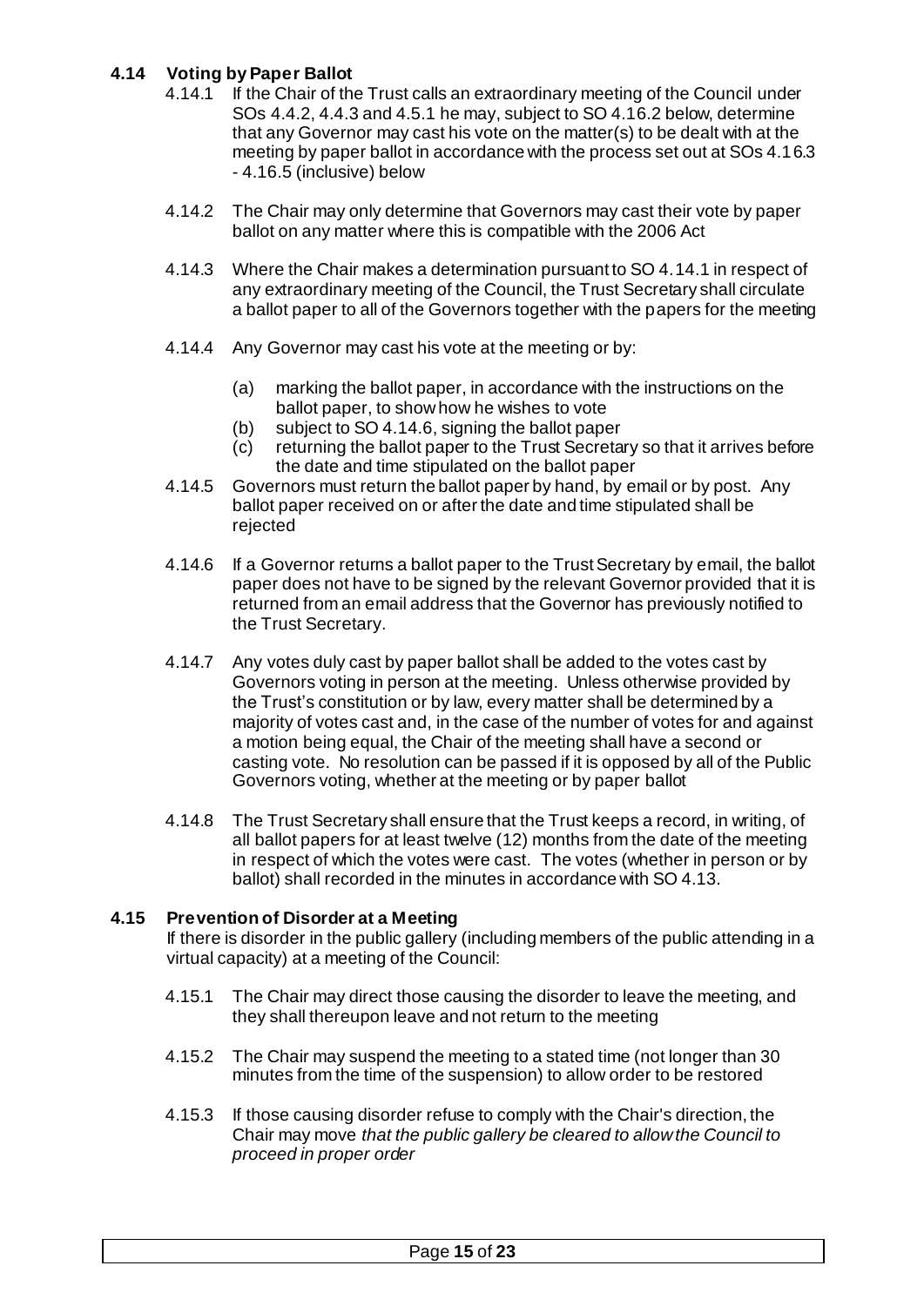### 4.14 Voting by Paper Ballot

4.14.1 If the Chair of the Trust calls an extraordinary meeting of the Council under SOs 4.4.2, 4.4.3 and 4.5.1 he may, subject to SO 4.16.2 below, determine that any Governor may cast his vote on the matter(s) to be dealt with at the meeting by paper ballot in accordance with the process set out at SOs 4.16.3 - 4.16.5 (inclusive) below

4.14.2 The Chair may only determine that Governors may cast their vote by paper ballot on any matter where this is compatible with the 2006 Act

4.14.3 Where the Chair makes a determination pursuant to SO 4.14.1 in respect of any extraordinary meeting of the Council, the Trust Secretary shall circulate a ballot paper to all of the Governors together with the papers for the meeting

4.14.4 Any Governor may cast his vote at the meeting or by:

- (a) marking the ballot paper, in accordance with the instructions on the ballot paper, to show how he wishes to vote
- (b) subject to SO 4.14.6, signing the ballot paper
- (c) returning the ballot paper to the Trust Secretary so that it arrives before the date and time stipulated on the ballot paper

4.14.5 Governors must return the ballot paper by hand, by email or by post. Any ballot paper received on or after the date and time stipulated shall be rejected

4.14.6 If a Governor returns a ballot paper to the Trust Secretary by email, the ballot paper does not have to be signed by the relevant Governor provided that it is returned from an email address that the Governor has previously notified to the Trust Secretary.

4.14.7 Any votes duly cast by paper ballot shall be added to the votes cast by Governors voting in person at the meeting. Unless otherwise provided by the Trust's constitution or by law, every matter shall be determined by a majority of votes cast and, in the case of the number of votes for and against a motion being equal, the Chair of the meeting shall have a second or casting vote. No resolution can be passed if it is opposed by all of the Public Governors voting, whether at the meeting or by paper ballot

4.14.8 The Trust Secretary shall ensure that the Trust keeps a record, in writing, of all ballot papers for at least twelve (12) months from the date of the meeting in respect of which the votes were cast. The votes (whether in person or by ballot) shall recorded in the minutes in accordance with SO 4.13.

### 4.15 Prevention of Disorder at a Meeting

If there is disorder in the public gallery (including members of the public attending in a virtual capacity) at a meeting of the Council:

4.15.1 The Chair may direct those causing the disorder to leave the meeting, and they shall thereupon leave and not return to the meeting

4.15.2 The Chair may suspend the meeting to a stated time (not longer than 30 minutes from the time of the suspension) to allow order to be restored

4.15.3 If those causing disorder refuse to comply with the Chair's direction, the Chair may move *that the public gallery be cleared to allow the Council to proceed in proper order*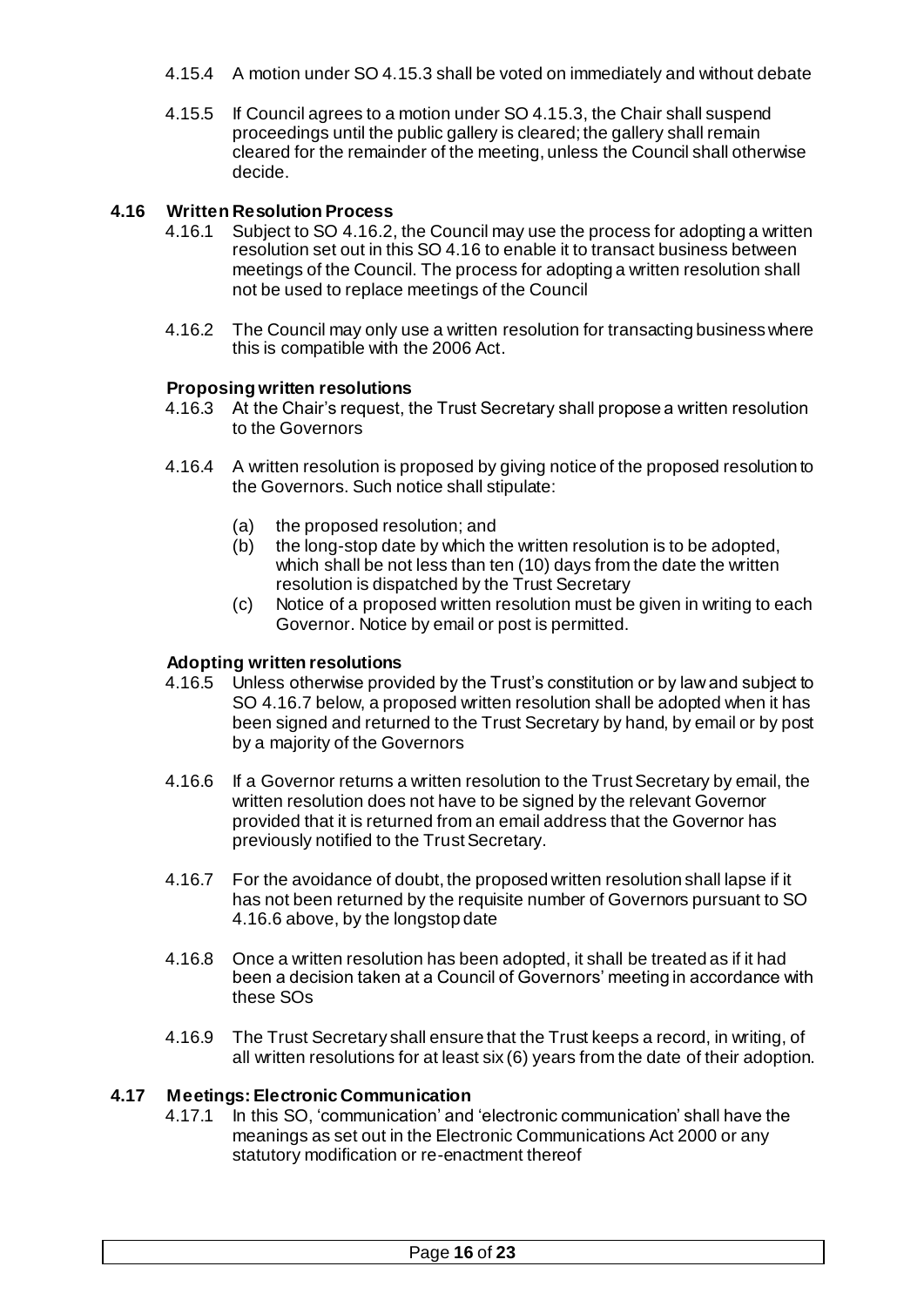4.15.4 A motion under SO 4.15.3 shall be voted on immediately and without debate

4.15.5 If Council agrees to a motion under SO 4.15.3, the Chair shall suspend proceedings until the public gallery is cleared; the gallery shall remain cleared for the remainder of the meeting, unless the Council shall otherwise decide.

### 4.16 Written Resolution Process

4.16.1 Subject to SO 4.16.2, the Council may use the process for adopting a written resolution set out in this SO 4.16 to enable it to transact business between meetings of the Council. The process for adopting a written resolution shall not be used to replace meetings of the Council

4.16.2 The Council may only use a written resolution for transacting business where this is compatible with the 2006 Act.

**Proposing written resolutions**

4.16.3 At the Chair's request, the Trust Secretary shall propose a written resolution to the Governors

4.16.4 A written resolution is proposed by giving notice of the proposed resolution to the Governors. Such notice shall stipulate:

(a) the proposed resolution; and
(b) the long-stop date by which the written resolution is to be adopted, which shall be not less than ten (10) days from the date the written resolution is dispatched by the Trust Secretary
(c) Notice of a proposed written resolution must be given in writing to each Governor. Notice by email or post is permitted.

**Adopting written resolutions**

4.16.5 Unless otherwise provided by the Trust's constitution or by law and subject to SO 4.16.7 below, a proposed written resolution shall be adopted when it has been signed and returned to the Trust Secretary by hand, by email or by post by a majority of the Governors

4.16.6 If a Governor returns a written resolution to the Trust Secretary by email, the written resolution does not have to be signed by the relevant Governor provided that it is returned from an email address that the Governor has previously notified to the Trust Secretary.

4.16.7 For the avoidance of doubt, the proposed written resolution shall lapse if it has not been returned by the requisite number of Governors pursuant to SO 4.16.6 above, by the longstop date

4.16.8 Once a written resolution has been adopted, it shall be treated as if it had been a decision taken at a Council of Governors' meeting in accordance with these SOs

4.16.9 The Trust Secretary shall ensure that the Trust keeps a record, in writing, of all written resolutions for at least six (6) years from the date of their adoption.

### 4.17 Meetings: Electronic Communication

4.17.1 In this SO, 'communication' and 'electronic communication' shall have the meanings as set out in the Electronic Communications Act 2000 or any statutory modification or re-enactment thereof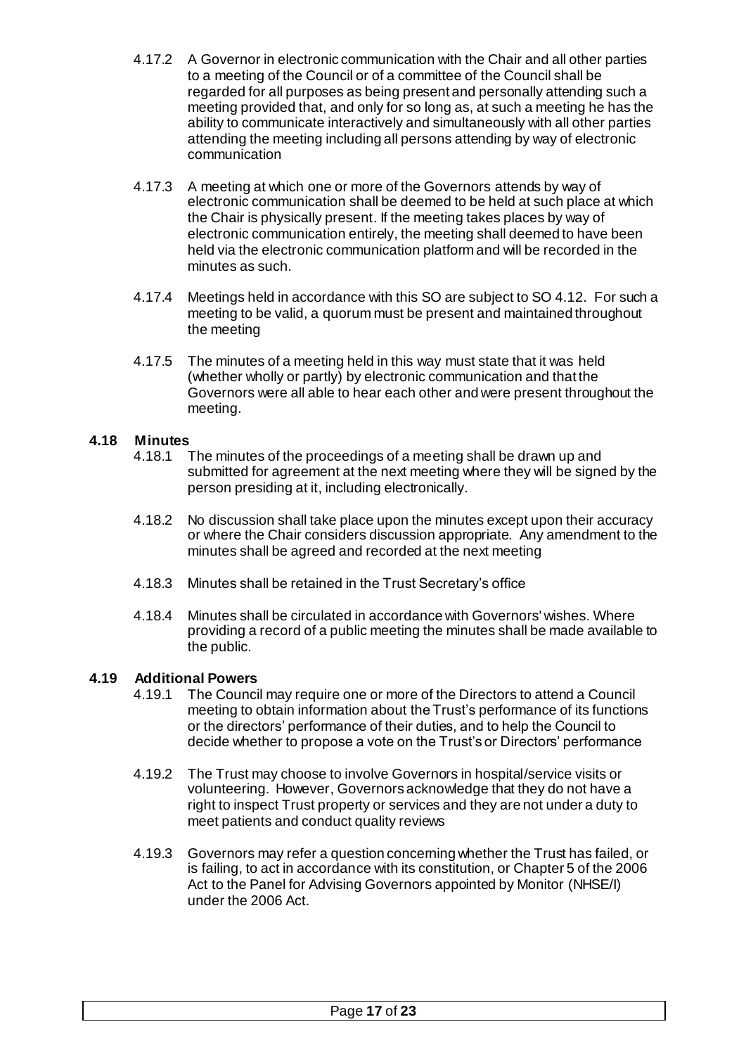4.17.2 A Governor in electronic communication with the Chair and all other parties to a meeting of the Council or of a committee of the Council shall be regarded for all purposes as being present and personally attending such a meeting provided that, and only for so long as, at such a meeting he has the ability to communicate interactively and simultaneously with all other parties attending the meeting including all persons attending by way of electronic communication

4.17.3 A meeting at which one or more of the Governors attends by way of electronic communication shall be deemed to be held at such place at which the Chair is physically present. If the meeting takes places by way of electronic communication entirely, the meeting shall deemed to have been held via the electronic communication platform and will be recorded in the minutes as such.

4.17.4 Meetings held in accordance with this SO are subject to SO 4.12. For such a meeting to be valid, a quorum must be present and maintained throughout the meeting

4.17.5 The minutes of a meeting held in this way must state that it was held (whether wholly or partly) by electronic communication and that the Governors were all able to hear each other and were present throughout the meeting.

## 4.18 Minutes

4.18.1 The minutes of the proceedings of a meeting shall be drawn up and submitted for agreement at the next meeting where they will be signed by the person presiding at it, including electronically.

4.18.2 No discussion shall take place upon the minutes except upon their accuracy or where the Chair considers discussion appropriate. Any amendment to the minutes shall be agreed and recorded at the next meeting

4.18.3 Minutes shall be retained in the Trust Secretary's office

4.18.4 Minutes shall be circulated in accordance with Governors' wishes. Where providing a record of a public meeting the minutes shall be made available to the public.

## 4.19 Additional Powers

4.19.1 The Council may require one or more of the Directors to attend a Council meeting to obtain information about the Trust's performance of its functions or the directors' performance of their duties, and to help the Council to decide whether to propose a vote on the Trust's or Directors' performance

4.19.2 The Trust may choose to involve Governors in hospital/service visits or volunteering. However, Governors acknowledge that they do not have a right to inspect Trust property or services and they are not under a duty to meet patients and conduct quality reviews

4.19.3 Governors may refer a question concerning whether the Trust has failed, or is failing, to act in accordance with its constitution, or Chapter 5 of the 2006 Act to the Panel for Advising Governors appointed by Monitor (NHSE/I) under the 2006 Act.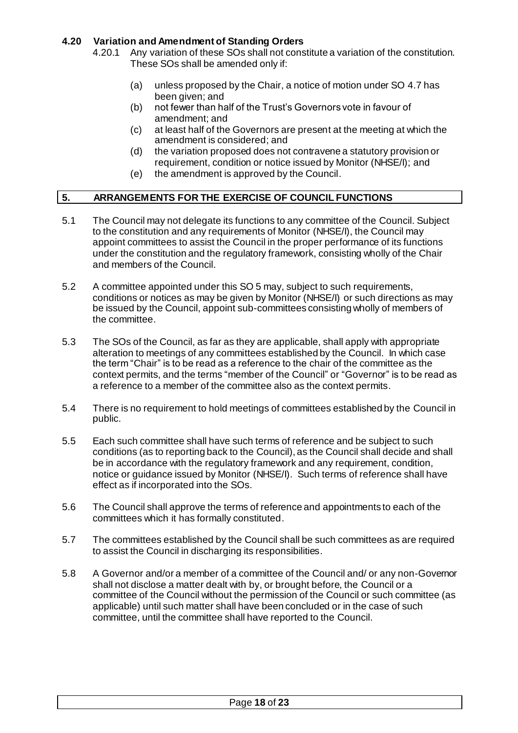### 4.20 Variation and Amendment of Standing Orders

4.20.1 Any variation of these SOs shall not constitute a variation of the constitution. These SOs shall be amended only if:

(a) unless proposed by the Chair, a notice of motion under SO 4.7 has been given; and

(b) not fewer than half of the Trust's Governors vote in favour of amendment; and

(c) at least half of the Governors are present at the meeting at which the amendment is considered; and

(d) the variation proposed does not contravene a statutory provision or requirement, condition or notice issued by Monitor (NHSE/I); and

(e) the amendment is approved by the Council.

## 5. ARRANGEMENTS FOR THE EXERCISE OF COUNCIL FUNCTIONS

5.1 The Council may not delegate its functions to any committee of the Council. Subject to the constitution and any requirements of Monitor (NHSE/I), the Council may appoint committees to assist the Council in the proper performance of its functions under the constitution and the regulatory framework, consisting wholly of the Chair and members of the Council.

5.2 A committee appointed under this SO 5 may, subject to such requirements, conditions or notices as may be given by Monitor (NHSE/I) or such directions as may be issued by the Council, appoint sub-committees consisting wholly of members of the committee.

5.3 The SOs of the Council, as far as they are applicable, shall apply with appropriate alteration to meetings of any committees established by the Council. In which case the term "Chair" is to be read as a reference to the chair of the committee as the context permits, and the terms "member of the Council" or "Governor" is to be read as a reference to a member of the committee also as the context permits.

5.4 There is no requirement to hold meetings of committees established by the Council in public.

5.5 Each such committee shall have such terms of reference and be subject to such conditions (as to reporting back to the Council), as the Council shall decide and shall be in accordance with the regulatory framework and any requirement, condition, notice or guidance issued by Monitor (NHSE/I). Such terms of reference shall have effect as if incorporated into the SOs.

5.6 The Council shall approve the terms of reference and appointments to each of the committees which it has formally constituted.

5.7 The committees established by the Council shall be such committees as are required to assist the Council in discharging its responsibilities.

5.8 A Governor and/or a member of a committee of the Council and/ or any non-Governor shall not disclose a matter dealt with by, or brought before, the Council or a committee of the Council without the permission of the Council or such committee (as applicable) until such matter shall have been concluded or in the case of such committee, until the committee shall have reported to the Council.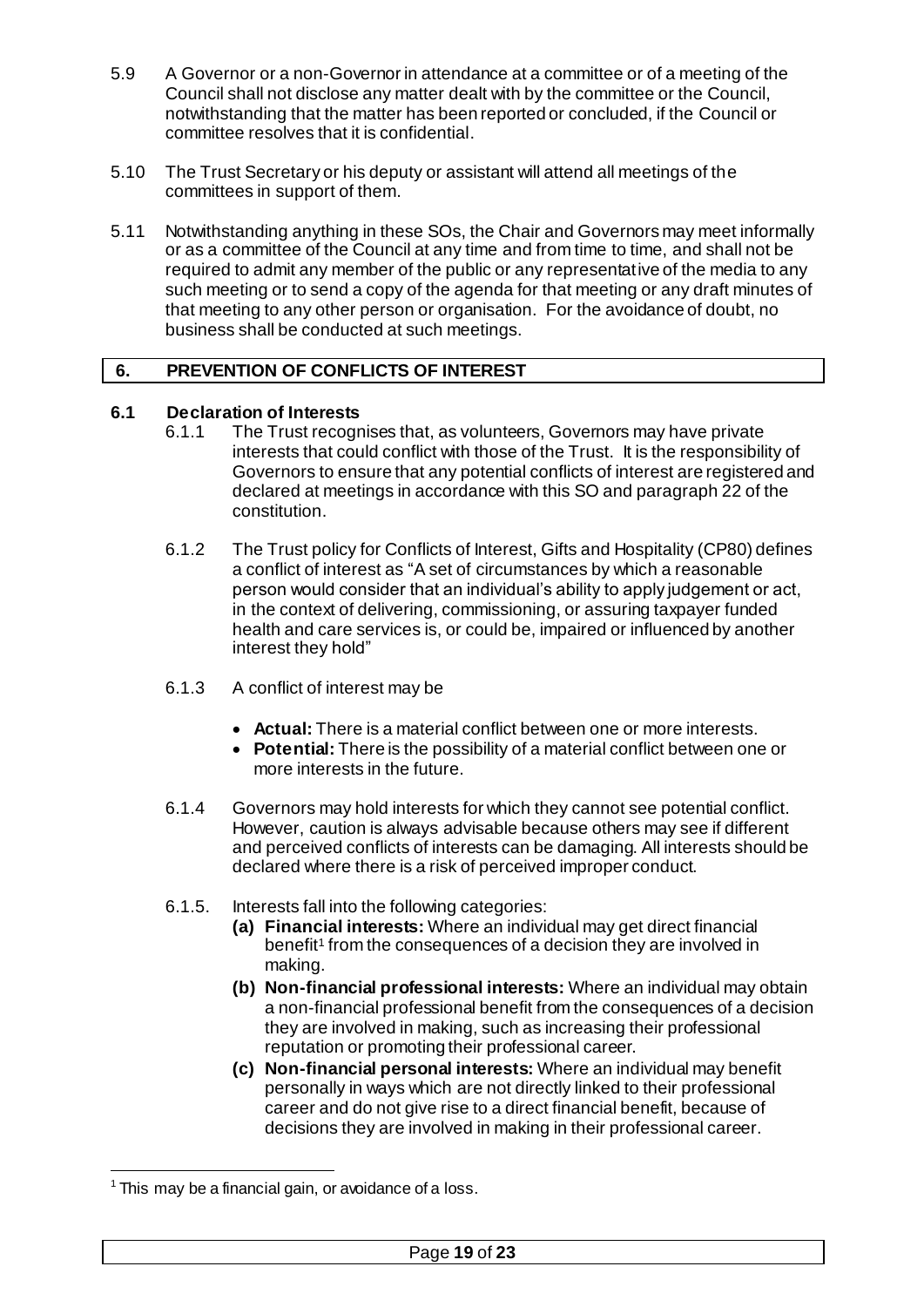5.9 A Governor or a non-Governor in attendance at a committee or of a meeting of the Council shall not disclose any matter dealt with by the committee or the Council, notwithstanding that the matter has been reported or concluded, if the Council or committee resolves that it is confidential.

5.10 The Trust Secretary or his deputy or assistant will attend all meetings of the committees in support of them.

5.11 Notwithstanding anything in these SOs, the Chair and Governors may meet informally or as a committee of the Council at any time and from time to time, and shall not be required to admit any member of the public or any representative of the media to any such meeting or to send a copy of the agenda for that meeting or any draft minutes of that meeting to any other person or organisation. For the avoidance of doubt, no business shall be conducted at such meetings.

## 6. PREVENTION OF CONFLICTS OF INTEREST

### 6.1 Declaration of Interests

6.1.1 The Trust recognises that, as volunteers, Governors may have private interests that could conflict with those of the Trust. It is the responsibility of Governors to ensure that any potential conflicts of interest are registered and declared at meetings in accordance with this SO and paragraph 22 of the constitution.

6.1.2 The Trust policy for Conflicts of Interest, Gifts and Hospitality (CP80) defines a conflict of interest as "A set of circumstances by which a reasonable person would consider that an individual's ability to apply judgement or act, in the context of delivering, commissioning, or assuring taxpayer funded health and care services is, or could be, impaired or influenced by another interest they hold"

6.1.3 A conflict of interest may be

- **Actual:** There is a material conflict between one or more interests.
- **Potential:** There is the possibility of a material conflict between one or more interests in the future.

6.1.4 Governors may hold interests for which they cannot see potential conflict. However, caution is always advisable because others may see if different and perceived conflicts of interests can be damaging. All interests should be declared where there is a risk of perceived improper conduct.

6.1.5. Interests fall into the following categories:

**(a) Financial interests:** Where an individual may get direct financial benefit[1] from the consequences of a decision they are involved in making.

**(b) Non-financial professional interests:** Where an individual may obtain a non-financial professional benefit from the consequences of a decision they are involved in making, such as increasing their professional reputation or promoting their professional career.

**(c) Non-financial personal interests:** Where an individual may benefit personally in ways which are not directly linked to their professional career and do not give rise to a direct financial benefit, because of decisions they are involved in making in their professional career.

---

[1] This may be a financial gain, or avoidance of a loss.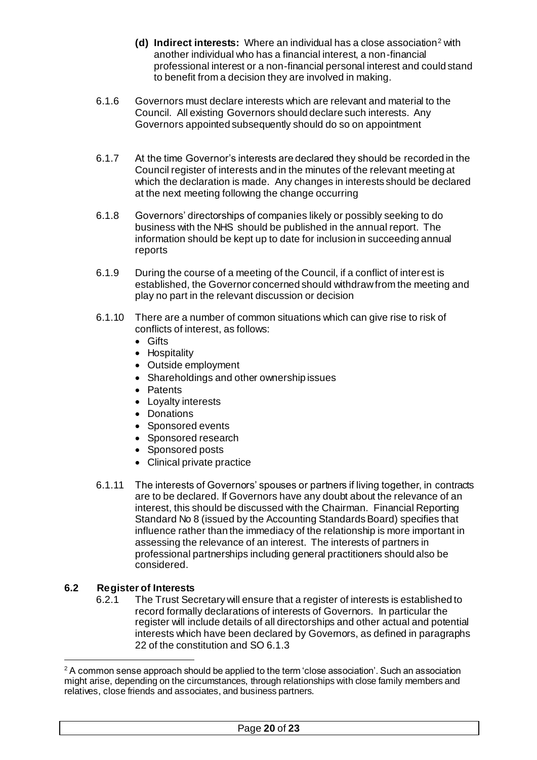- **(d) Indirect interests:** Where an individual has a close association[2] with another individual who has a financial interest, a non-financial professional interest or a non-financial personal interest and could stand to benefit from a decision they are involved in making.

6.1.6 Governors must declare interests which are relevant and material to the Council. All existing Governors should declare such interests. Any Governors appointed subsequently should do so on appointment

6.1.7 At the time Governor's interests are declared they should be recorded in the Council register of interests and in the minutes of the relevant meeting at which the declaration is made. Any changes in interests should be declared at the next meeting following the change occurring

6.1.8 Governors' directorships of companies likely or possibly seeking to do business with the NHS should be published in the annual report. The information should be kept up to date for inclusion in succeeding annual reports

6.1.9 During the course of a meeting of the Council, if a conflict of interest is established, the Governor concerned should withdraw from the meeting and play no part in the relevant discussion or decision

6.1.10 There are a number of common situations which can give rise to risk of conflicts of interest, as follows:

- Gifts
- Hospitality
- Outside employment
- Shareholdings and other ownership issues
- Patents
- Loyalty interests
- Donations
- Sponsored events
- Sponsored research
- Sponsored posts
- Clinical private practice

6.1.11 The interests of Governors' spouses or partners if living together, in contracts are to be declared. If Governors have any doubt about the relevance of an interest, this should be discussed with the Chairman. Financial Reporting Standard No 8 (issued by the Accounting Standards Board) specifies that influence rather than the immediacy of the relationship is more important in assessing the relevance of an interest. The interests of partners in professional partnerships including general practitioners should also be considered.

## 6.2 Register of Interests

6.2.1 The Trust Secretary will ensure that a register of interests is established to record formally declarations of interests of Governors. In particular the register will include details of all directorships and other actual and potential interests which have been declared by Governors, as defined in paragraphs 22 of the constitution and SO 6.1.3

---

[2] A common sense approach should be applied to the term 'close association'. Such an association might arise, depending on the circumstances, through relationships with close family members and relatives, close friends and associates, and business partners.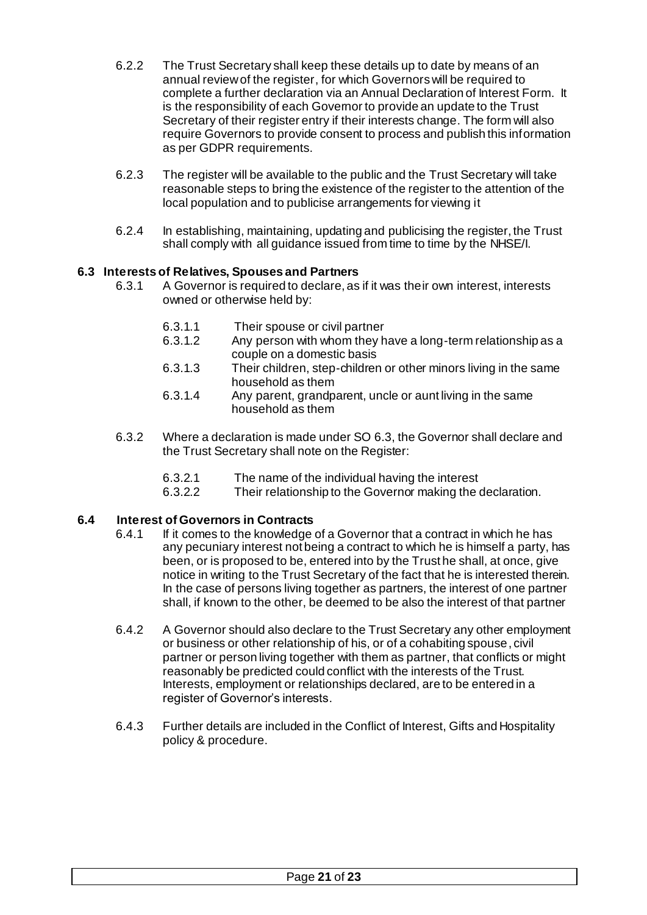6.2.2 The Trust Secretary shall keep these details up to date by means of an annual review of the register, for which Governors will be required to complete a further declaration via an Annual Declaration of Interest Form. It is the responsibility of each Governor to provide an update to the Trust Secretary of their register entry if their interests change. The form will also require Governors to provide consent to process and publish this information as per GDPR requirements.

6.2.3 The register will be available to the public and the Trust Secretary will take reasonable steps to bring the existence of the register to the attention of the local population and to publicise arrangements for viewing it

6.2.4 In establishing, maintaining, updating and publicising the register, the Trust shall comply with all guidance issued from time to time by the NHSE/I.

### 6.3 Interests of Relatives, Spouses and Partners

6.3.1 A Governor is required to declare, as if it was their own interest, interests owned or otherwise held by:

- 6.3.1.1 Their spouse or civil partner
- 6.3.1.2 Any person with whom they have a long-term relationship as a couple on a domestic basis
- 6.3.1.3 Their children, step-children or other minors living in the same household as them
- 6.3.1.4 Any parent, grandparent, uncle or aunt living in the same household as them

6.3.2 Where a declaration is made under SO 6.3, the Governor shall declare and the Trust Secretary shall note on the Register:

- 6.3.2.1 The name of the individual having the interest
- 6.3.2.2 Their relationship to the Governor making the declaration.

### 6.4 Interest of Governors in Contracts

6.4.1 If it comes to the knowledge of a Governor that a contract in which he has any pecuniary interest not being a contract to which he is himself a party, has been, or is proposed to be, entered into by the Trust he shall, at once, give notice in writing to the Trust Secretary of the fact that he is interested therein. In the case of persons living together as partners, the interest of one partner shall, if known to the other, be deemed to be also the interest of that partner

6.4.2 A Governor should also declare to the Trust Secretary any other employment or business or other relationship of his, or of a cohabiting spouse, civil partner or person living together with them as partner, that conflicts or might reasonably be predicted could conflict with the interests of the Trust. Interests, employment or relationships declared, are to be entered in a register of Governor's interests.

6.4.3 Further details are included in the Conflict of Interest, Gifts and Hospitality policy & procedure.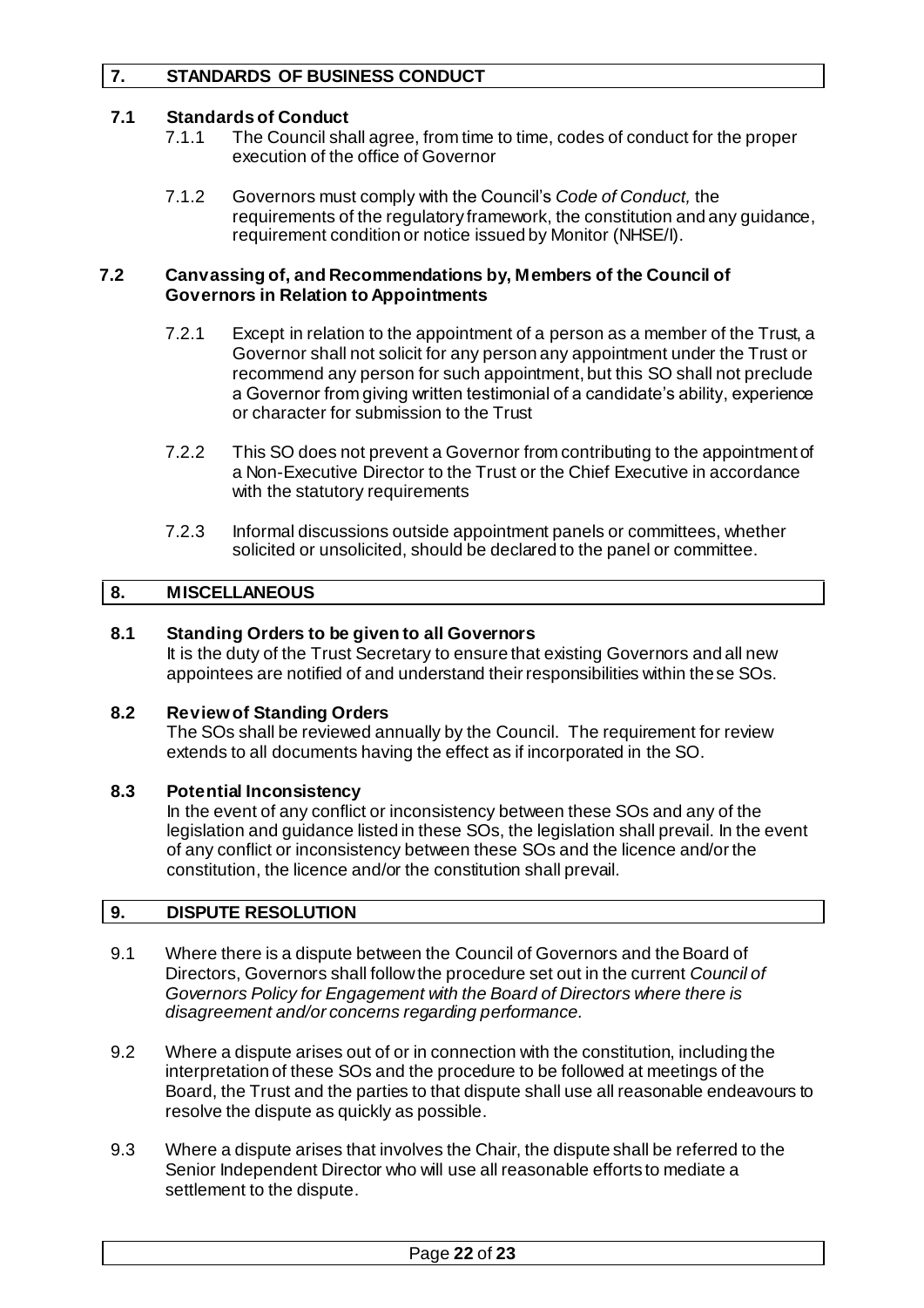## 7. STANDARDS OF BUSINESS CONDUCT

### 7.1 Standards of Conduct

7.1.1 The Council shall agree, from time to time, codes of conduct for the proper execution of the office of Governor

7.1.2 Governors must comply with the Council's *Code of Conduct,* the requirements of the regulatory framework, the constitution and any guidance, requirement condition or notice issued by Monitor (NHSE/I).

### 7.2 Canvassing of, and Recommendations by, Members of the Council of Governors in Relation to Appointments

7.2.1 Except in relation to the appointment of a person as a member of the Trust, a Governor shall not solicit for any person any appointment under the Trust or recommend any person for such appointment, but this SO shall not preclude a Governor from giving written testimonial of a candidate's ability, experience or character for submission to the Trust

7.2.2 This SO does not prevent a Governor from contributing to the appointment of a Non-Executive Director to the Trust or the Chief Executive in accordance with the statutory requirements

7.2.3 Informal discussions outside appointment panels or committees, whether solicited or unsolicited, should be declared to the panel or committee.

## 8. MISCELLANEOUS

### 8.1 Standing Orders to be given to all Governors

It is the duty of the Trust Secretary to ensure that existing Governors and all new appointees are notified of and understand their responsibilities within these SOs.

### 8.2 Review of Standing Orders

The SOs shall be reviewed annually by the Council. The requirement for review extends to all documents having the effect as if incorporated in the SO.

### 8.3 Potential Inconsistency

In the event of any conflict or inconsistency between these SOs and any of the legislation and guidance listed in these SOs, the legislation shall prevail. In the event of any conflict or inconsistency between these SOs and the licence and/or the constitution, the licence and/or the constitution shall prevail.

## 9. DISPUTE RESOLUTION

9.1 Where there is a dispute between the Council of Governors and the Board of Directors, Governors shall follow the procedure set out in the current *Council of Governors Policy for Engagement with the Board of Directors where there is disagreement and/or concerns regarding performance.*

9.2 Where a dispute arises out of or in connection with the constitution, including the interpretation of these SOs and the procedure to be followed at meetings of the Board, the Trust and the parties to that dispute shall use all reasonable endeavours to resolve the dispute as quickly as possible.

9.3 Where a dispute arises that involves the Chair, the dispute shall be referred to the Senior Independent Director who will use all reasonable efforts to mediate a settlement to the dispute.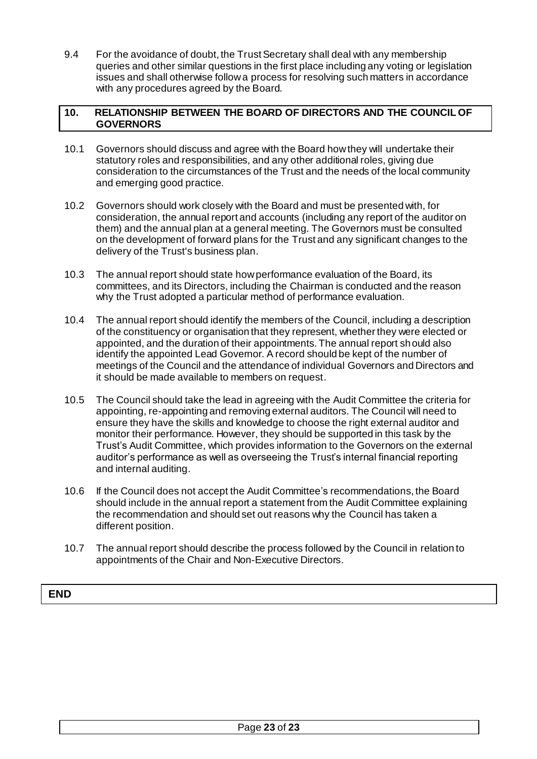9.4 For the avoidance of doubt, the Trust Secretary shall deal with any membership queries and other similar questions in the first place including any voting or legislation issues and shall otherwise follow a process for resolving such matters in accordance with any procedures agreed by the Board.

## 10. RELATIONSHIP BETWEEN THE BOARD OF DIRECTORS AND THE COUNCIL OF GOVERNORS

10.1 Governors should discuss and agree with the Board how they will undertake their statutory roles and responsibilities, and any other additional roles, giving due consideration to the circumstances of the Trust and the needs of the local community and emerging good practice.

10.2 Governors should work closely with the Board and must be presented with, for consideration, the annual report and accounts (including any report of the auditor on them) and the annual plan at a general meeting. The Governors must be consulted on the development of forward plans for the Trust and any significant changes to the delivery of the Trust's business plan.

10.3 The annual report should state how performance evaluation of the Board, its committees, and its Directors, including the Chairman is conducted and the reason why the Trust adopted a particular method of performance evaluation.

10.4 The annual report should identify the members of the Council, including a description of the constituency or organisation that they represent, whether they were elected or appointed, and the duration of their appointments. The annual report should also identify the appointed Lead Governor. A record should be kept of the number of meetings of the Council and the attendance of individual Governors and Directors and it should be made available to members on request.

10.5 The Council should take the lead in agreeing with the Audit Committee the criteria for appointing, re-appointing and removing external auditors. The Council will need to ensure they have the skills and knowledge to choose the right external auditor and monitor their performance. However, they should be supported in this task by the Trust's Audit Committee, which provides information to the Governors on the external auditor's performance as well as overseeing the Trust's internal financial reporting and internal auditing.

10.6 If the Council does not accept the Audit Committee's recommendations, the Board should include in the annual report a statement from the Audit Committee explaining the recommendation and should set out reasons why the Council has taken a different position.

10.7 The annual report should describe the process followed by the Council in relation to appointments of the Chair and Non-Executive Directors.

**END**